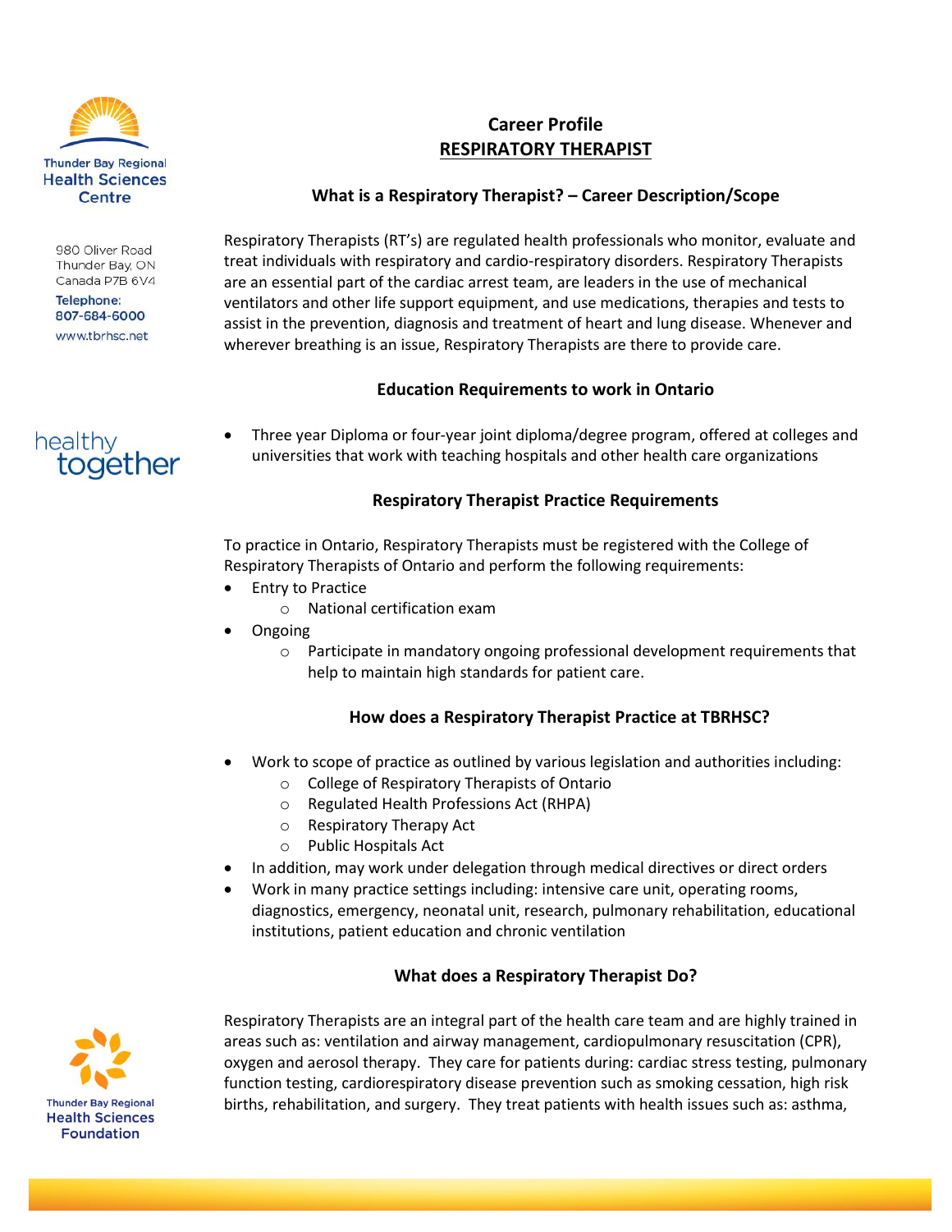Thunder Bay Regional Health Sciences Centre

980 Oliver Road
Thunder Bay, ON
Canada P7B 6V4

Telephone:
807-684-6000

www.tbrhsc.net

healthy together

# Career Profile
## RESPIRATORY THERAPIST

### What is a Respiratory Therapist? – Career Description/Scope

Respiratory Therapists (RT's) are regulated health professionals who monitor, evaluate and treat individuals with respiratory and cardio-respiratory disorders. Respiratory Therapists are an essential part of the cardiac arrest team, are leaders in the use of mechanical ventilators and other life support equipment, and use medications, therapies and tests to assist in the prevention, diagnosis and treatment of heart and lung disease. Whenever and wherever breathing is an issue, Respiratory Therapists are there to provide care.

### Education Requirements to work in Ontario

- Three year Diploma or four-year joint diploma/degree program, offered at colleges and universities that work with teaching hospitals and other health care organizations

### Respiratory Therapist Practice Requirements

To practice in Ontario, Respiratory Therapists must be registered with the College of Respiratory Therapists of Ontario and perform the following requirements:

- Entry to Practice
  - National certification exam
- Ongoing
  - Participate in mandatory ongoing professional development requirements that help to maintain high standards for patient care.

### How does a Respiratory Therapist Practice at TBRHSC?

- Work to scope of practice as outlined by various legislation and authorities including:
  - College of Respiratory Therapists of Ontario
  - Regulated Health Professions Act (RHPA)
  - Respiratory Therapy Act
  - Public Hospitals Act
- In addition, may work under delegation through medical directives or direct orders
- Work in many practice settings including: intensive care unit, operating rooms, diagnostics, emergency, neonatal unit, research, pulmonary rehabilitation, educational institutions, patient education and chronic ventilation

### What does a Respiratory Therapist Do?

Respiratory Therapists are an integral part of the health care team and are highly trained in areas such as: ventilation and airway management, cardiopulmonary resuscitation (CPR), oxygen and aerosol therapy. They care for patients during: cardiac stress testing, pulmonary function testing, cardiorespiratory disease prevention such as smoking cessation, high risk births, rehabilitation, and surgery. They treat patients with health issues such as: asthma,

Thunder Bay Regional Health Sciences Foundation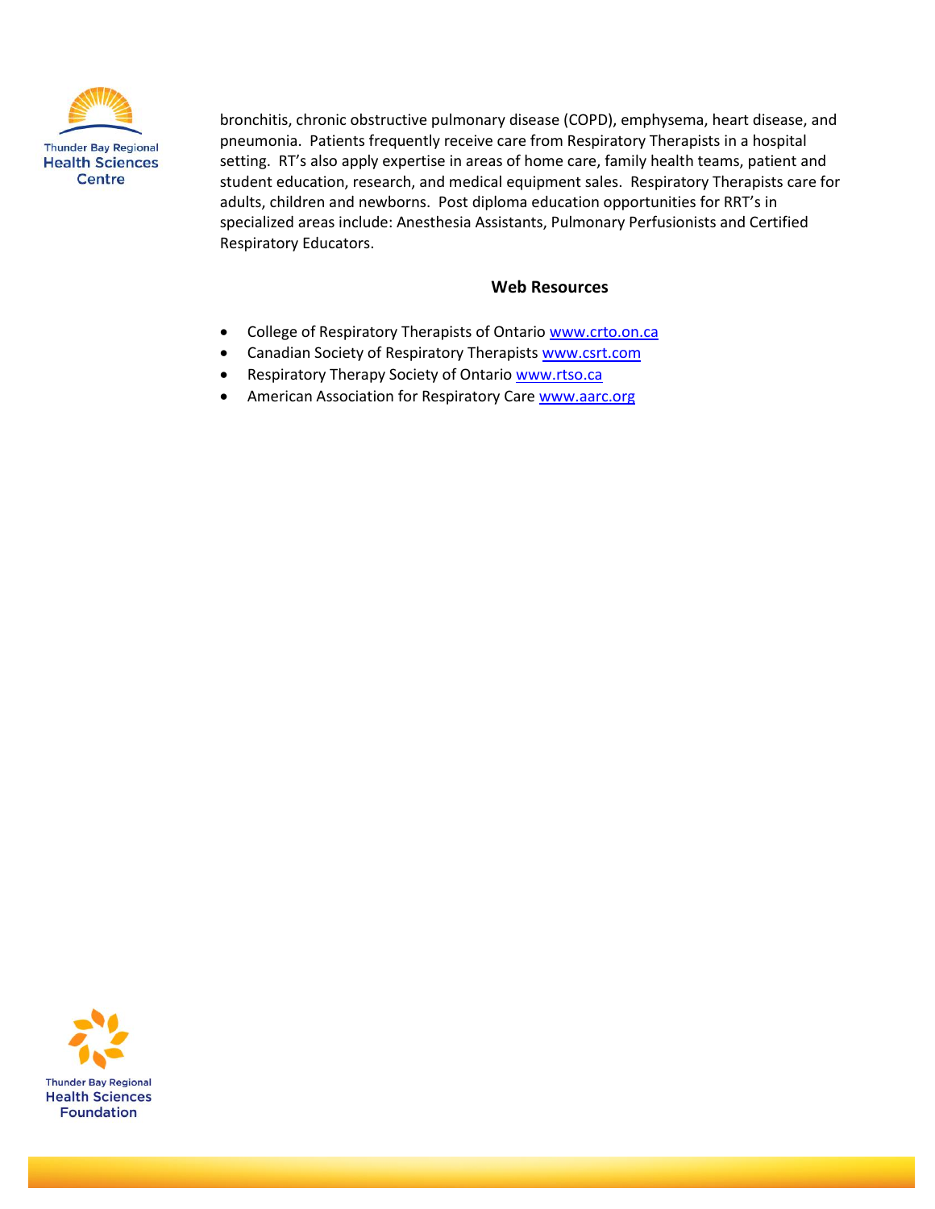bronchitis, chronic obstructive pulmonary disease (COPD), emphysema, heart disease, and pneumonia. Patients frequently receive care from Respiratory Therapists in a hospital setting. RT's also apply expertise in areas of home care, family health teams, patient and student education, research, and medical equipment sales. Respiratory Therapists care for adults, children and newborns. Post diploma education opportunities for RRT's in specialized areas include: Anesthesia Assistants, Pulmonary Perfusionists and Certified Respiratory Educators.

## Web Resources

- College of Respiratory Therapists of Ontario www.crto.on.ca
- Canadian Society of Respiratory Therapists www.csrt.com
- Respiratory Therapy Society of Ontario www.rtso.ca
- American Association for Respiratory Care www.aarc.org